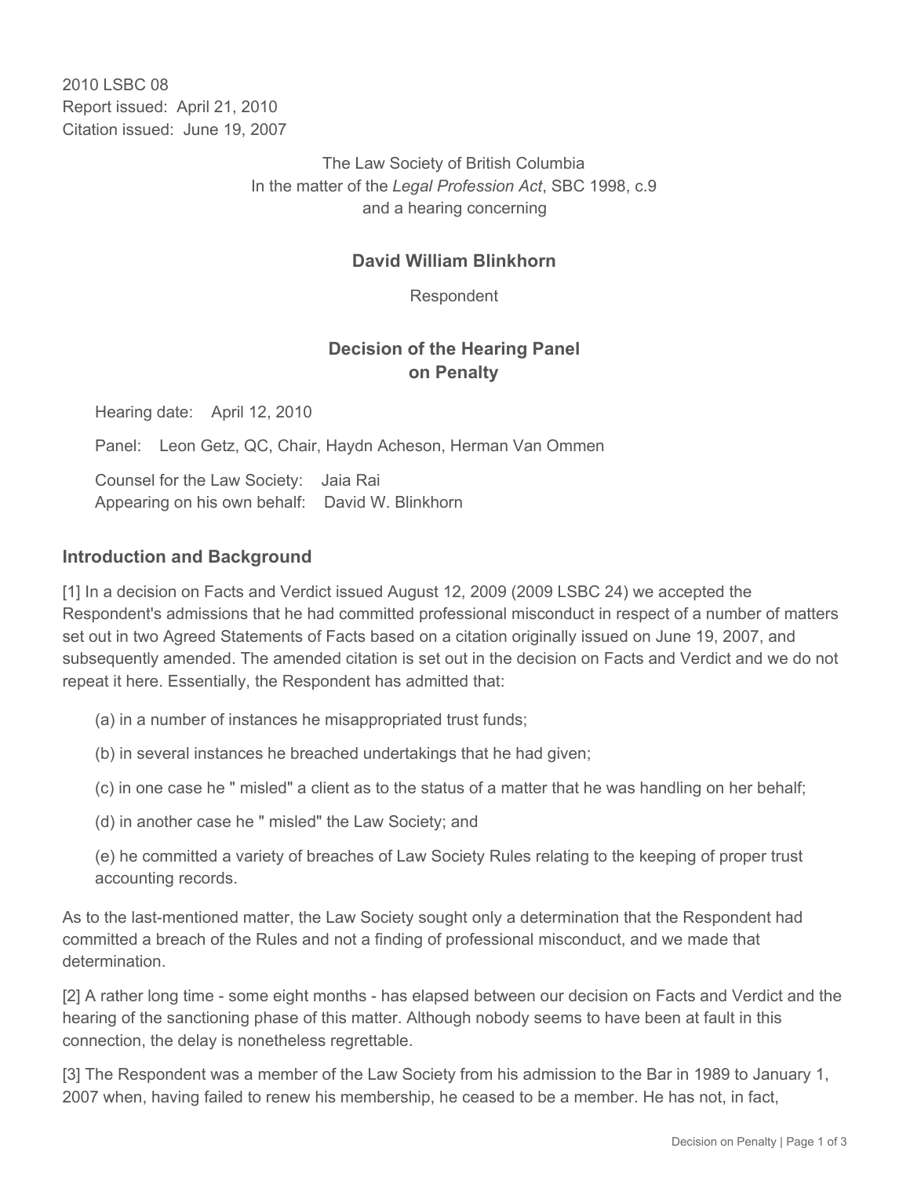2010 LSBC 08
Report issued: April 21, 2010
Citation issued: June 19, 2007

The Law Society of British Columbia
In the matter of the *Legal Profession Act*, SBC 1998, c.9
and a hearing concerning

**David William Blinkhorn**

Respondent

## Decision of the Hearing Panel on Penalty

Hearing date: April 12, 2010

Panel: Leon Getz, QC, Chair, Haydn Acheson, Herman Van Ommen

Counsel for the Law Society: Jaia Rai
Appearing on his own behalf: David W. Blinkhorn

### Introduction and Background

[1] In a decision on Facts and Verdict issued August 12, 2009 (2009 LSBC 24) we accepted the Respondent's admissions that he had committed professional misconduct in respect of a number of matters set out in two Agreed Statements of Facts based on a citation originally issued on June 19, 2007, and subsequently amended. The amended citation is set out in the decision on Facts and Verdict and we do not repeat it here. Essentially, the Respondent has admitted that:

(a) in a number of instances he misappropriated trust funds;

(b) in several instances he breached undertakings that he had given;

(c) in one case he " misled" a client as to the status of a matter that he was handling on her behalf;

(d) in another case he " misled" the Law Society; and

(e) he committed a variety of breaches of Law Society Rules relating to the keeping of proper trust accounting records.

As to the last-mentioned matter, the Law Society sought only a determination that the Respondent had committed a breach of the Rules and not a finding of professional misconduct, and we made that determination.

[2] A rather long time - some eight months - has elapsed between our decision on Facts and Verdict and the hearing of the sanctioning phase of this matter. Although nobody seems to have been at fault in this connection, the delay is nonetheless regrettable.

[3] The Respondent was a member of the Law Society from his admission to the Bar in 1989 to January 1, 2007 when, having failed to renew his membership, he ceased to be a member. He has not, in fact,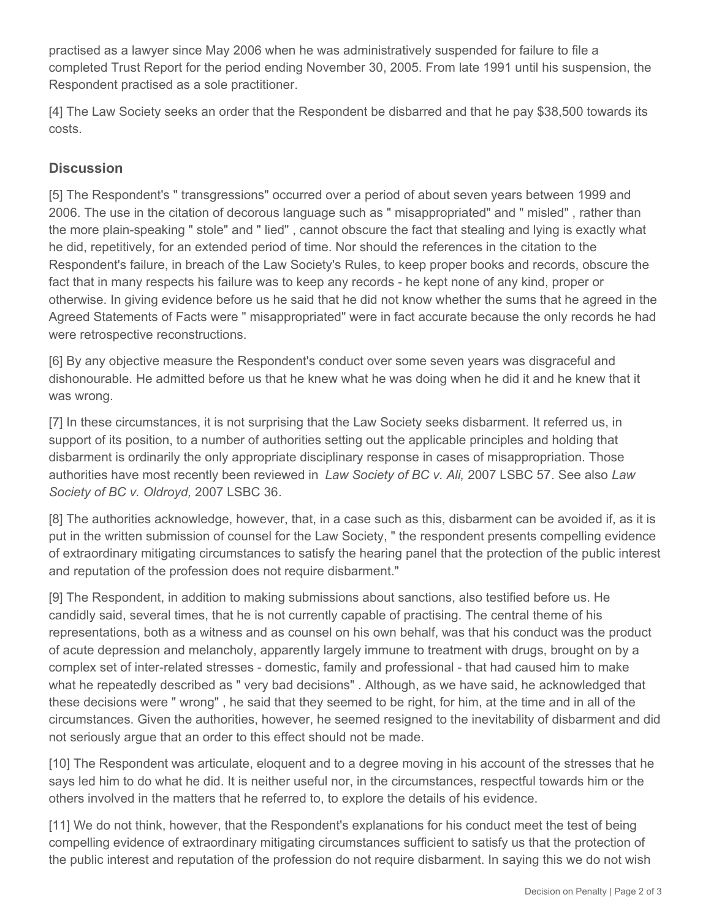practised as a lawyer since May 2006 when he was administratively suspended for failure to file a completed Trust Report for the period ending November 30, 2005. From late 1991 until his suspension, the Respondent practised as a sole practitioner.

[4] The Law Society seeks an order that the Respondent be disbarred and that he pay $38,500 towards its costs.

## Discussion

[5] The Respondent's " transgressions" occurred over a period of about seven years between 1999 and 2006. The use in the citation of decorous language such as " misappropriated" and " misled" , rather than the more plain-speaking " stole" and " lied" , cannot obscure the fact that stealing and lying is exactly what he did, repetitively, for an extended period of time. Nor should the references in the citation to the Respondent's failure, in breach of the Law Society's Rules, to keep proper books and records, obscure the fact that in many respects his failure was to keep any records - he kept none of any kind, proper or otherwise. In giving evidence before us he said that he did not know whether the sums that he agreed in the Agreed Statements of Facts were " misappropriated" were in fact accurate because the only records he had were retrospective reconstructions.

[6] By any objective measure the Respondent's conduct over some seven years was disgraceful and dishonourable. He admitted before us that he knew what he was doing when he did it and he knew that it was wrong.

[7] In these circumstances, it is not surprising that the Law Society seeks disbarment. It referred us, in support of its position, to a number of authorities setting out the applicable principles and holding that disbarment is ordinarily the only appropriate disciplinary response in cases of misappropriation. Those authorities have most recently been reviewed in *Law Society of BC v. Ali,* 2007 LSBC 57. See also *Law Society of BC v. Oldroyd,* 2007 LSBC 36.

[8] The authorities acknowledge, however, that, in a case such as this, disbarment can be avoided if, as it is put in the written submission of counsel for the Law Society, " the respondent presents compelling evidence of extraordinary mitigating circumstances to satisfy the hearing panel that the protection of the public interest and reputation of the profession does not require disbarment."

[9] The Respondent, in addition to making submissions about sanctions, also testified before us. He candidly said, several times, that he is not currently capable of practising. The central theme of his representations, both as a witness and as counsel on his own behalf, was that his conduct was the product of acute depression and melancholy, apparently largely immune to treatment with drugs, brought on by a complex set of inter-related stresses - domestic, family and professional - that had caused him to make what he repeatedly described as " very bad decisions" . Although, as we have said, he acknowledged that these decisions were " wrong" , he said that they seemed to be right, for him, at the time and in all of the circumstances. Given the authorities, however, he seemed resigned to the inevitability of disbarment and did not seriously argue that an order to this effect should not be made.

[10] The Respondent was articulate, eloquent and to a degree moving in his account of the stresses that he says led him to do what he did. It is neither useful nor, in the circumstances, respectful towards him or the others involved in the matters that he referred to, to explore the details of his evidence.

[11] We do not think, however, that the Respondent's explanations for his conduct meet the test of being compelling evidence of extraordinary mitigating circumstances sufficient to satisfy us that the protection of the public interest and reputation of the profession do not require disbarment. In saying this we do not wish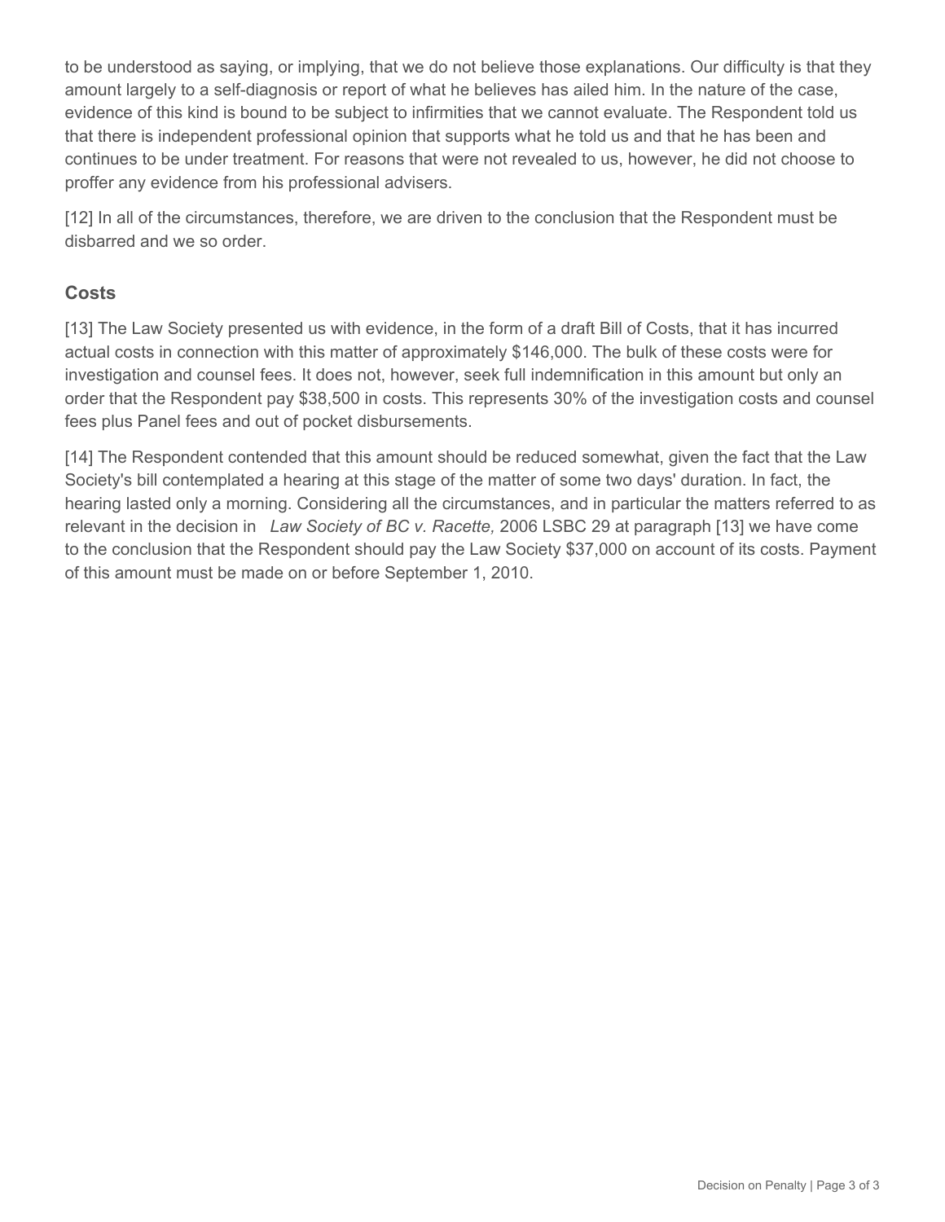to be understood as saying, or implying, that we do not believe those explanations. Our difficulty is that they amount largely to a self-diagnosis or report of what he believes has ailed him. In the nature of the case, evidence of this kind is bound to be subject to infirmities that we cannot evaluate. The Respondent told us that there is independent professional opinion that supports what he told us and that he has been and continues to be under treatment. For reasons that were not revealed to us, however, he did not choose to proffer any evidence from his professional advisers.

[12] In all of the circumstances, therefore, we are driven to the conclusion that the Respondent must be disbarred and we so order.

## Costs

[13] The Law Society presented us with evidence, in the form of a draft Bill of Costs, that it has incurred actual costs in connection with this matter of approximately $146,000. The bulk of these costs were for investigation and counsel fees. It does not, however, seek full indemnification in this amount but only an order that the Respondent pay $38,500 in costs. This represents 30% of the investigation costs and counsel fees plus Panel fees and out of pocket disbursements.

[14] The Respondent contended that this amount should be reduced somewhat, given the fact that the Law Society's bill contemplated a hearing at this stage of the matter of some two days' duration. In fact, the hearing lasted only a morning. Considering all the circumstances, and in particular the matters referred to as relevant in the decision in *Law Society of BC v. Racette,* 2006 LSBC 29 at paragraph [13] we have come to the conclusion that the Respondent should pay the Law Society $37,000 on account of its costs. Payment of this amount must be made on or before September 1, 2010.